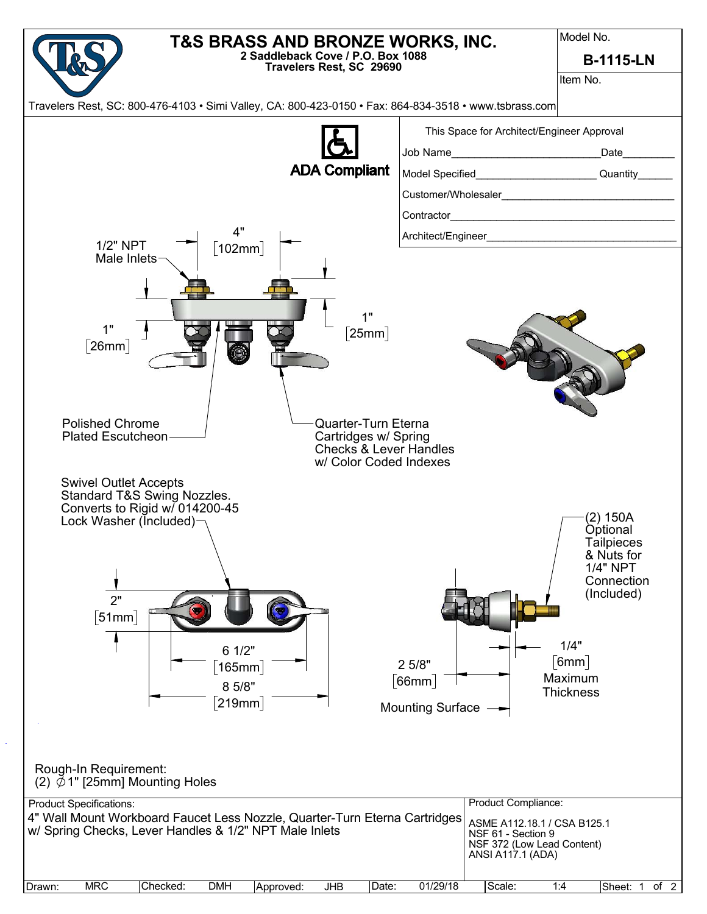# T&S BRASS AND BRONZE WORKS, INC.

**2 Saddleback Cove / P.O. Box 1088**
**Travelers Rest, SC 29690**

Travelers Rest, SC: 800-476-4103 • Simi Valley, CA: 800-423-0150 • Fax: 864-834-3518 • www.tsbrass.com

Model No.
**B-1115-LN**

Item No.

ADA Compliant

This Space for Architect/Engineer Approval

Job Name__________________________Date_________

Model Specified_____________________ Quantity______

Customer/Wholesaler______________________________

Contractor_______________________________________

Architect/Engineer________________________________

1/2" NPT Male Inlets

4" [102mm]

1" [26mm]

1" [25mm]

Polished Chrome Plated Escutcheon

Quarter-Turn Eterna Cartridges w/ Spring Checks & Lever Handles w/ Color Coded Indexes

Swivel Outlet Accepts Standard T&S Swing Nozzles. Converts to Rigid w/ 014200-45 Lock Washer (Included)

(2) 150A Optional Tailpieces & Nuts for 1/4" NPT Connection (Included)

2" [51mm]

6 1/2" [165mm]

8 5/8" [219mm]

2 5/8" [66mm]

1/4" [6mm] Maximum Thickness

Mounting Surface

Rough-In Requirement:
(2) Ø1" [25mm] Mounting Holes

| Product Specifications: | Product Compliance: |
|---|---|
| 4" Wall Mount Workboard Faucet Less Nozzle, Quarter-Turn Eterna Cartridges w/ Spring Checks, Lever Handles & 1/2" NPT Male Inlets | ASME A112.18.1 / CSA B125.1<br>NSF 61 - Section 9<br>NSF 372 (Low Lead Content)<br>ANSI A117.1 (ADA) |

| Drawn: | MRC | Checked: | DMH | Approved: | JHB | Date: | 01/29/18 | Scale: | 1:4 |
|---|---|---|---|---|---|---|---|---|---|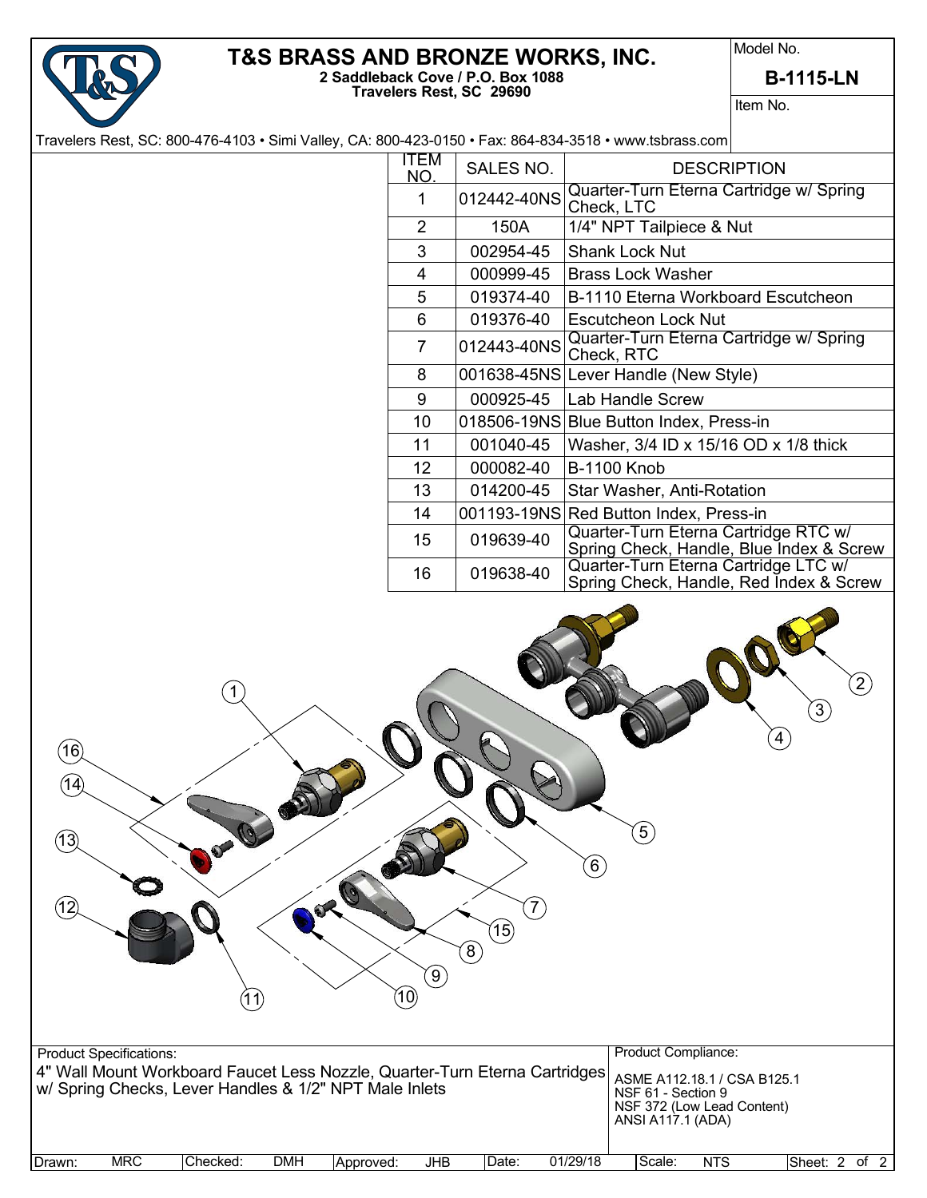# T&S BRASS AND BRONZE WORKS, INC.

**2 Saddleback Cove / P.O. Box 1088**
**Travelers Rest, SC 29690**

Travelers Rest, SC: 800-476-4103 • Simi Valley, CA: 800-423-0150 • Fax: 864-834-3518 • www.tsbrass.com

Model No.

**B-1115-LN**

Item No.

| ITEM NO. | SALES NO. | DESCRIPTION |
|---|---|---|
| 1 | 012442-40NS | Quarter-Turn Eterna Cartridge w/ Spring Check, LTC |
| 2 | 150A | 1/4" NPT Tailpiece & Nut |
| 3 | 002954-45 | Shank Lock Nut |
| 4 | 000999-45 | Brass Lock Washer |
| 5 | 019374-40 | B-1110 Eterna Workboard Escutcheon |
| 6 | 019376-40 | Escutcheon Lock Nut |
| 7 | 012443-40NS | Quarter-Turn Eterna Cartridge w/ Spring Check, RTC |
| 8 | 001638-45NS | Lever Handle (New Style) |
| 9 | 000925-45 | Lab Handle Screw |
| 10 | 018506-19NS | Blue Button Index, Press-in |
| 11 | 001040-45 | Washer, 3/4 ID x 15/16 OD x 1/8 thick |
| 12 | 000082-40 | B-1100 Knob |
| 13 | 014200-45 | Star Washer, Anti-Rotation |
| 14 | 001193-19NS | Red Button Index, Press-in |
| 15 | 019639-40 | Quarter-Turn Eterna Cartridge RTC w/ Spring Check, Handle, Blue Index & Screw |
| 16 | 019638-40 | Quarter-Turn Eterna Cartridge LTC w/ Spring Check, Handle, Red Index & Screw |

1
2
3
4
5
6
7
8
9
10
11
12
13
14
15
16

Product Specifications:

4" Wall Mount Workboard Faucet Less Nozzle, Quarter-Turn Eterna Cartridges w/ Spring Checks, Lever Handles & 1/2" NPT Male Inlets

Product Compliance:

ASME A112.18.1 / CSA B125.1
NSF 61 - Section 9
NSF 372 (Low Lead Content)
ANSI A117.1 (ADA)

| Drawn: | MRC | Checked: | DMH | Approved: | JHB | Date: | 01/29/18 | Scale: | NTS | Sheet: 2 of 2 |
|---|---|---|---|---|---|---|---|---|---|---|